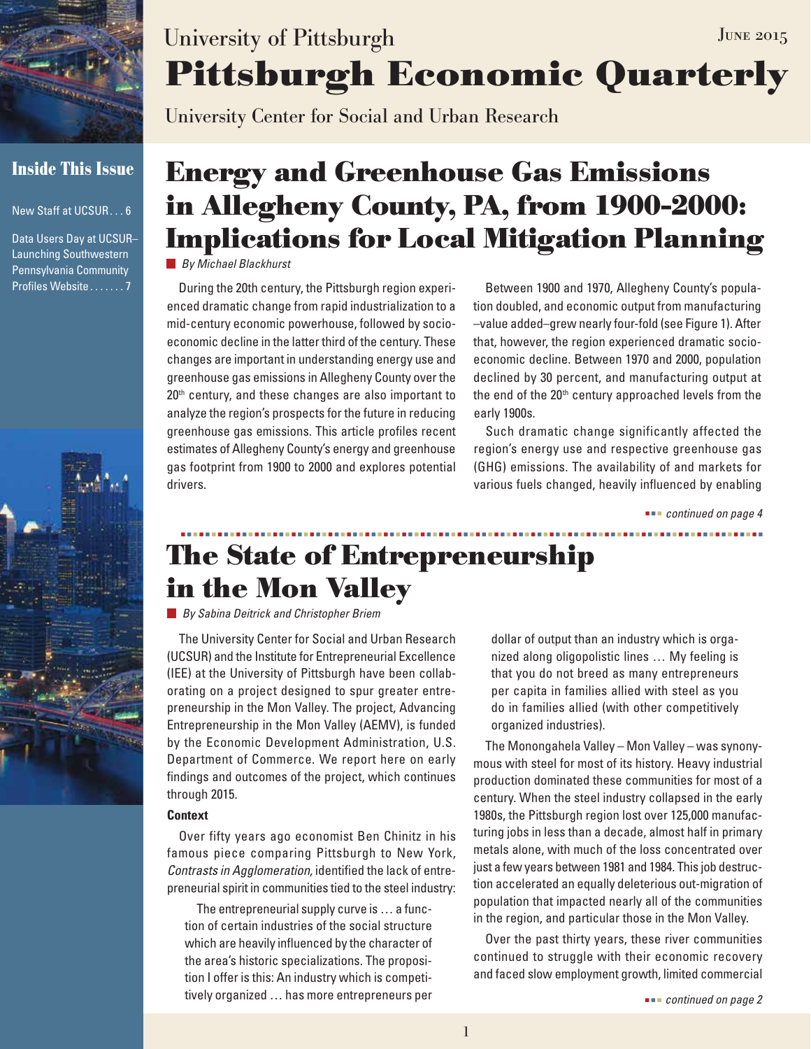University of Pittsburgh

June 2015

# Pittsburgh Economic Quarterly

University Center for Social and Urban Research

## Inside This Issue

New Staff at UCSUR . . . 6

Data Users Day at UCSUR–Launching Southwestern Pennsylvania Community Profiles Website . . . . . . . 7

# Energy and Greenhouse Gas Emissions in Allegheny County, PA, from 1900-2000: Implications for Local Mitigation Planning

*By Michael Blackhurst*

During the 20th century, the Pittsburgh region experienced dramatic change from rapid industrialization to a mid-century economic powerhouse, followed by socioeconomic decline in the latter third of the century. These changes are important in understanding energy use and greenhouse gas emissions in Allegheny County over the 20th century, and these changes are also important to analyze the region's prospects for the future in reducing greenhouse gas emissions. This article profiles recent estimates of Allegheny County's energy and greenhouse gas footprint from 1900 to 2000 and explores potential drivers.

Between 1900 and 1970, Allegheny County's population doubled, and economic output from manufacturing –value added–grew nearly four-fold (see Figure 1). After that, however, the region experienced dramatic socioeconomic decline. Between 1970 and 2000, population declined by 30 percent, and manufacturing output at the end of the 20th century approached levels from the early 1900s.

Such dramatic change significantly affected the region's energy use and respective greenhouse gas (GHG) emissions. The availability of and markets for various fuels changed, heavily influenced by enabling

*continued on page 4*

# The State of Entrepreneurship in the Mon Valley

*By Sabina Deitrick and Christopher Briem*

The University Center for Social and Urban Research (UCSUR) and the Institute for Entrepreneurial Excellence (IEE) at the University of Pittsburgh have been collaborating on a project designed to spur greater entrepreneurship in the Mon Valley. The project, Advancing Entrepreneurship in the Mon Valley (AEMV), is funded by the Economic Development Administration, U.S. Department of Commerce. We report here on early findings and outcomes of the project, which continues through 2015.

### Context

Over fifty years ago economist Ben Chinitz in his famous piece comparing Pittsburgh to New York, *Contrasts in Agglomeration,* identified the lack of entrepreneurial spirit in communities tied to the steel industry:

> The entrepreneurial supply curve is … a function of certain industries of the social structure which are heavily influenced by the character of the area's historic specializations. The proposition I offer is this: An industry which is competitively organized … has more entrepreneurs per dollar of output than an industry which is organized along oligopolistic lines … My feeling is that you do not breed as many entrepreneurs per capita in families allied with steel as you do in families allied (with other competitively organized industries).

The Monongahela Valley – Mon Valley – was synonymous with steel for most of its history. Heavy industrial production dominated these communities for most of a century. When the steel industry collapsed in the early 1980s, the Pittsburgh region lost over 125,000 manufacturing jobs in less than a decade, almost half in primary metals alone, with much of the loss concentrated over just a few years between 1981 and 1984. This job destruction accelerated an equally deleterious out-migration of population that impacted nearly all of the communities in the region, and particular those in the Mon Valley.

Over the past thirty years, these river communities continued to struggle with their economic recovery and faced slow employment growth, limited commercial

*continued on page 2*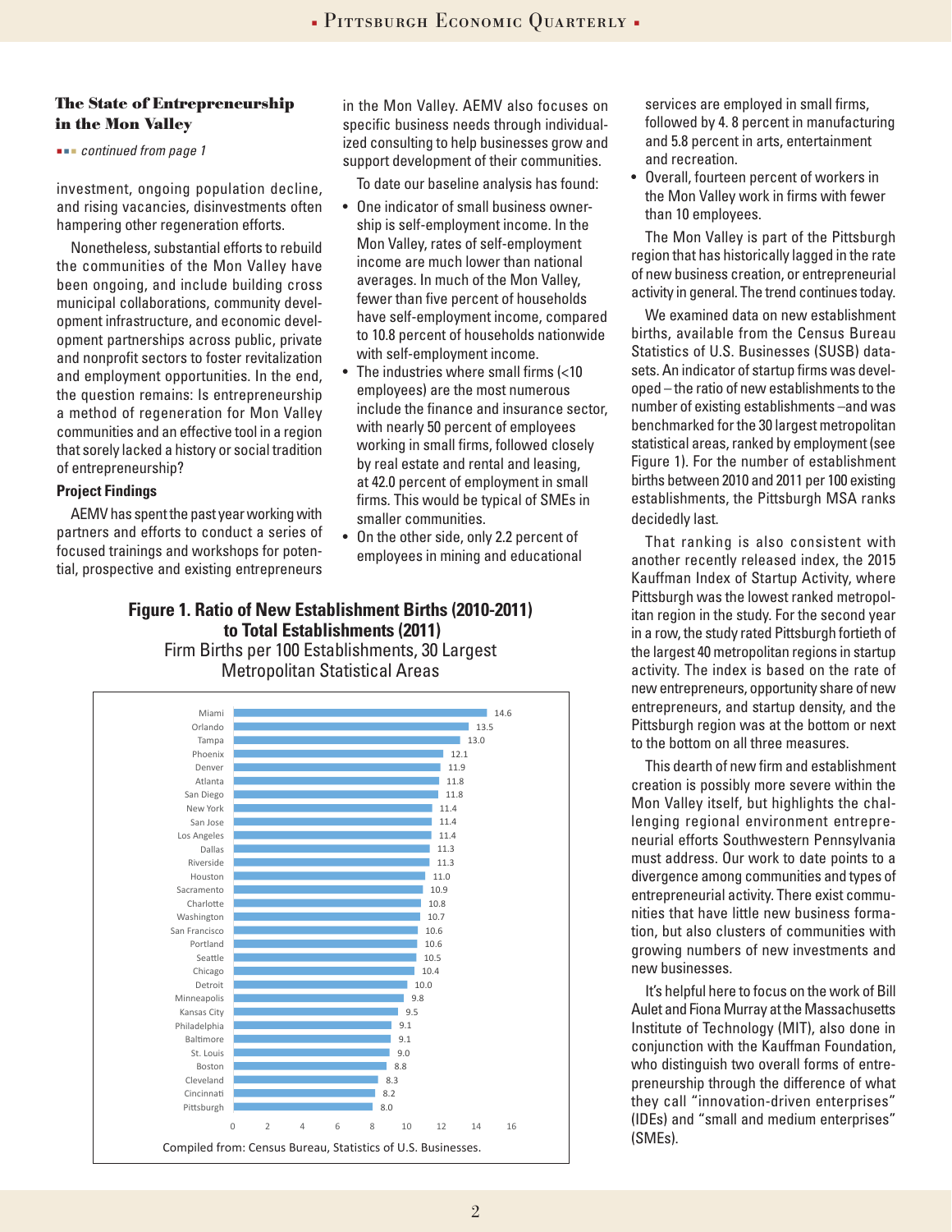### The State of Entrepreneurship in the Mon Valley

*continued from page 1*

investment, ongoing population decline, and rising vacancies, disinvestments often hampering other regeneration efforts.

Nonetheless, substantial efforts to rebuild the communities of the Mon Valley have been ongoing, and include building cross municipal collaborations, community development infrastructure, and economic development partnerships across public, private and nonprofit sectors to foster revitalization and employment opportunities. In the end, the question remains: Is entrepreneurship a method of regeneration for Mon Valley communities and an effective tool in a region that sorely lacked a history or social tradition of entrepreneurship?

#### Project Findings

AEMV has spent the past year working with partners and efforts to conduct a series of focused trainings and workshops for potential, prospective and existing entrepreneurs in the Mon Valley. AEMV also focuses on specific business needs through individualized consulting to help businesses grow and support development of their communities.

To date our baseline analysis has found:

- One indicator of small business ownership is self-employment income. In the Mon Valley, rates of self-employment income are much lower than national averages. In much of the Mon Valley, fewer than five percent of households have self-employment income, compared to 10.8 percent of households nationwide with self-employment income.
- The industries where small firms (<10 employees) are the most numerous include the finance and insurance sector, with nearly 50 percent of employees working in small firms, followed closely by real estate and rental and leasing, at 42.0 percent of employment in small firms. This would be typical of SMEs in smaller communities.
- On the other side, only 2.2 percent of employees in mining and educational services are employed in small firms, followed by 4. 8 percent in manufacturing and 5.8 percent in arts, entertainment and recreation.
- Overall, fourteen percent of workers in the Mon Valley work in firms with fewer than 10 employees.

The Mon Valley is part of the Pittsburgh region that has historically lagged in the rate of new business creation, or entrepreneurial activity in general. The trend continues today.

We examined data on new establishment births, available from the Census Bureau Statistics of U.S. Businesses (SUSB) datasets. An indicator of startup firms was developed – the ratio of new establishments to the number of existing establishments –and was benchmarked for the 30 largest metropolitan statistical areas, ranked by employment (see Figure 1). For the number of establishment births between 2010 and 2011 per 100 existing establishments, the Pittsburgh MSA ranks decidedly last.

That ranking is also consistent with another recently released index, the 2015 Kauffman Index of Startup Activity, where Pittsburgh was the lowest ranked metropolitan region in the study. For the second year in a row, the study rated Pittsburgh fortieth of the largest 40 metropolitan regions in startup activity. The index is based on the rate of new entrepreneurs, opportunity share of new entrepreneurs, and startup density, and the Pittsburgh region was at the bottom or next to the bottom on all three measures.

This dearth of new firm and establishment creation is possibly more severe within the Mon Valley itself, but highlights the challenging regional environment entrepreneurial efforts Southwestern Pennsylvania must address. Our work to date points to a divergence among communities and types of entrepreneurial activity. There exist communities that have little new business formation, but also clusters of communities with growing numbers of new investments and new businesses.

It's helpful here to focus on the work of Bill Aulet and Fiona Murray at the Massachusetts Institute of Technology (MIT), also done in conjunction with the Kauffman Foundation, who distinguish two overall forms of entrepreneurship through the difference of what they call "innovation-driven enterprises" (IDEs) and "small and medium enterprises" (SMEs).

**Figure 1. Ratio of New Establishment Births (2010-2011) to Total Establishments (2011)**
Firm Births per 100 Establishments, 30 Largest Metropolitan Statistical Areas

| MSA | Firm Births per 100 Establishments |
|---|---|
| Miami | 14.6 |
| Orlando | 13.5 |
| Tampa | 13.0 |
| Phoenix | 12.1 |
| Denver | 11.9 |
| Atlanta | 11.8 |
| San Diego | 11.8 |
| New York | 11.4 |
| San Jose | 11.4 |
| Los Angeles | 11.4 |
| Dallas | 11.3 |
| Riverside | 11.3 |
| Houston | 11.0 |
| Sacramento | 10.9 |
| Charlotte | 10.8 |
| Washington | 10.7 |
| San Francisco | 10.6 |
| Portland | 10.6 |
| Seattle | 10.5 |
| Chicago | 10.4 |
| Detroit | 10.0 |
| Minneapolis | 9.8 |
| Kansas City | 9.5 |
| Philadelphia | 9.1 |
| Baltimore | 9.1 |
| St. Louis | 9.0 |
| Boston | 8.8 |
| Cleveland | 8.3 |
| Cincinnati | 8.2 |
| Pittsburgh | 8.0 |

Compiled from: Census Bureau, Statistics of U.S. Businesses.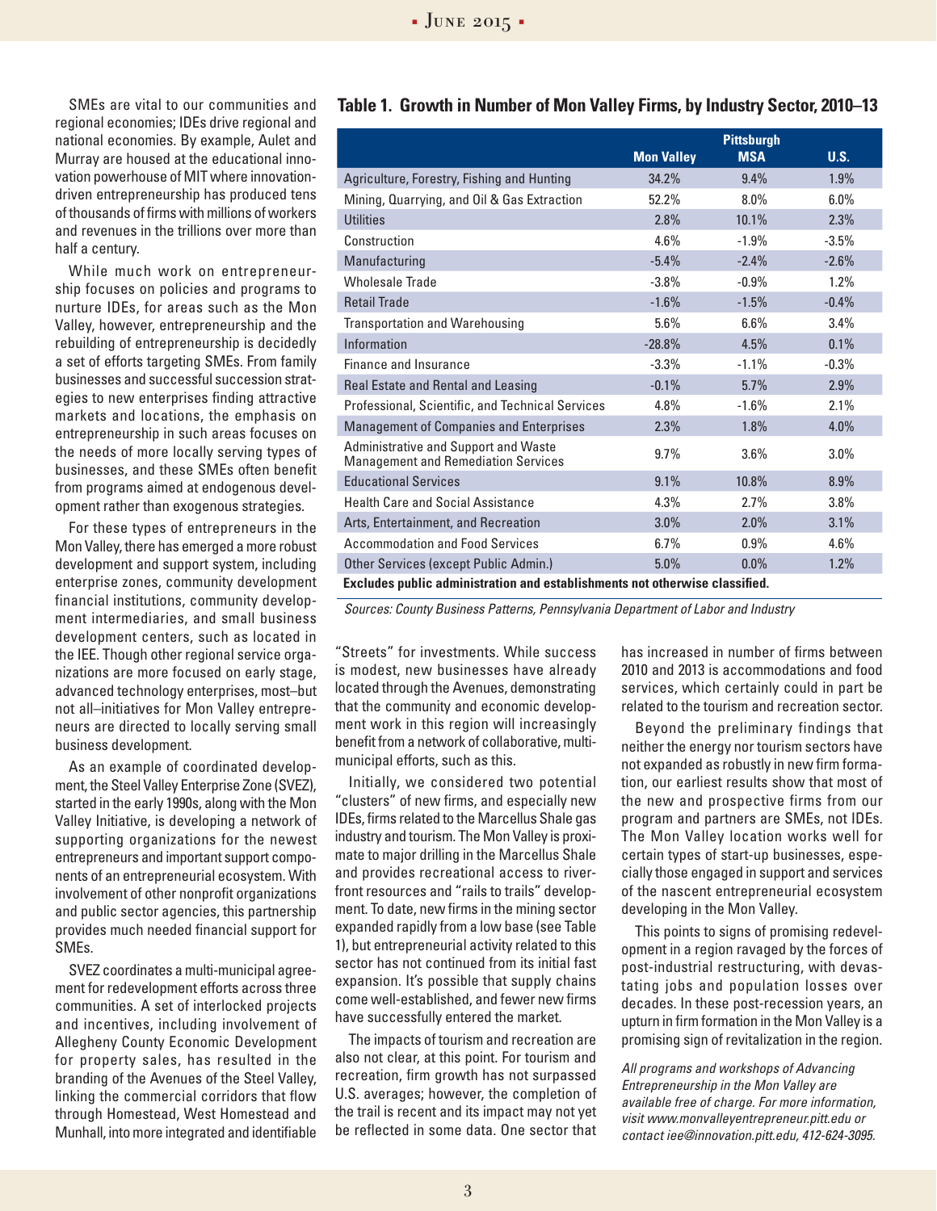SMEs are vital to our communities and regional economies; IDEs drive regional and national economies. By example, Aulet and Murray are housed at the educational innovation powerhouse of MIT where innovation-driven entrepreneurship has produced tens of thousands of firms with millions of workers and revenues in the trillions over more than half a century.

While much work on entrepreneurship focuses on policies and programs to nurture IDEs, for areas such as the Mon Valley, however, entrepreneurship and the rebuilding of entrepreneurship is decidedly a set of efforts targeting SMEs. From family businesses and successful succession strategies to new enterprises finding attractive markets and locations, the emphasis on entrepreneurship in such areas focuses on the needs of more locally serving types of businesses, and these SMEs often benefit from programs aimed at endogenous development rather than exogenous strategies.

For these types of entrepreneurs in the Mon Valley, there has emerged a more robust development and support system, including enterprise zones, community development financial institutions, community development intermediaries, and small business development centers, such as located in the IEE. Though other regional service organizations are more focused on early stage, advanced technology enterprises, most–but not all–initiatives for Mon Valley entrepreneurs are directed to locally serving small business development.

As an example of coordinated development, the Steel Valley Enterprise Zone (SVEZ), started in the early 1990s, along with the Mon Valley Initiative, is developing a network of supporting organizations for the newest entrepreneurs and important support components of an entrepreneurial ecosystem. With involvement of other nonprofit organizations and public sector agencies, this partnership provides much needed financial support for SMEs.

SVEZ coordinates a multi-municipal agreement for redevelopment efforts across three communities. A set of interlocked projects and incentives, including involvement of Allegheny County Economic Development for property sales, has resulted in the branding of the Avenues of the Steel Valley, linking the commercial corridors that flow through Homestead, West Homestead and Munhall, into more integrated and identifiable "Streets" for investments. While success is modest, new businesses have already located through the Avenues, demonstrating that the community and economic development work in this region will increasingly benefit from a network of collaborative, multi-municipal efforts, such as this.

**Table 1. Growth in Number of Mon Valley Firms, by Industry Sector, 2010–13**

| | Mon Valley | Pittsburgh MSA | U.S. |
|---|---|---|---|
| Agriculture, Forestry, Fishing and Hunting | 34.2% | 9.4% | 1.9% |
| Mining, Quarrying, and Oil & Gas Extraction | 52.2% | 8.0% | 6.0% |
| Utilities | 2.8% | 10.1% | 2.3% |
| Construction | 4.6% | -1.9% | -3.5% |
| Manufacturing | -5.4% | -2.4% | -2.6% |
| Wholesale Trade | -3.8% | -0.9% | 1.2% |
| Retail Trade | -1.6% | -1.5% | -0.4% |
| Transportation and Warehousing | 5.6% | 6.6% | 3.4% |
| Information | -28.8% | 4.5% | 0.1% |
| Finance and Insurance | -3.3% | -1.1% | -0.3% |
| Real Estate and Rental and Leasing | -0.1% | 5.7% | 2.9% |
| Professional, Scientific, and Technical Services | 4.8% | -1.6% | 2.1% |
| Management of Companies and Enterprises | 2.3% | 1.8% | 4.0% |
| Administrative and Support and Waste Management and Remediation Services | 9.7% | 3.6% | 3.0% |
| Educational Services | 9.1% | 10.8% | 8.9% |
| Health Care and Social Assistance | 4.3% | 2.7% | 3.8% |
| Arts, Entertainment, and Recreation | 3.0% | 2.0% | 3.1% |
| Accommodation and Food Services | 6.7% | 0.9% | 4.6% |
| Other Services (except Public Admin.) | 5.0% | 0.0% | 1.2% |

**Excludes public administration and establishments not otherwise classified.**

*Sources: County Business Patterns, Pennsylvania Department of Labor and Industry*

Initially, we considered two potential "clusters" of new firms, and especially new IDEs, firms related to the Marcellus Shale gas industry and tourism. The Mon Valley is proximate to major drilling in the Marcellus Shale and provides recreational access to riverfront resources and "rails to trails" development. To date, new firms in the mining sector expanded rapidly from a low base (see Table 1), but entrepreneurial activity related to this sector has not continued from its initial fast expansion. It's possible that supply chains come well-established, and fewer new firms have successfully entered the market.

The impacts of tourism and recreation are also not clear, at this point. For tourism and recreation, firm growth has not surpassed U.S. averages; however, the completion of the trail is recent and its impact may not yet be reflected in some data. One sector that has increased in number of firms between 2010 and 2013 is accommodations and food services, which certainly could in part be related to the tourism and recreation sector.

Beyond the preliminary findings that neither the energy nor tourism sectors have not expanded as robustly in new firm formation, our earliest results show that most of the new and prospective firms from our program and partners are SMEs, not IDEs. The Mon Valley location works well for certain types of start-up businesses, especially those engaged in support and services of the nascent entrepreneurial ecosystem developing in the Mon Valley.

This points to signs of promising redevelopment in a region ravaged by the forces of post-industrial restructuring, with devastating jobs and population losses over decades. In these post-recession years, an upturn in firm formation in the Mon Valley is a promising sign of revitalization in the region.

*All programs and workshops of Advancing Entrepreneurship in the Mon Valley are available free of charge. For more information, visit www.monvalleyentrepreneur.pitt.edu or contact iee@innovation.pitt.edu, 412-624-3095.*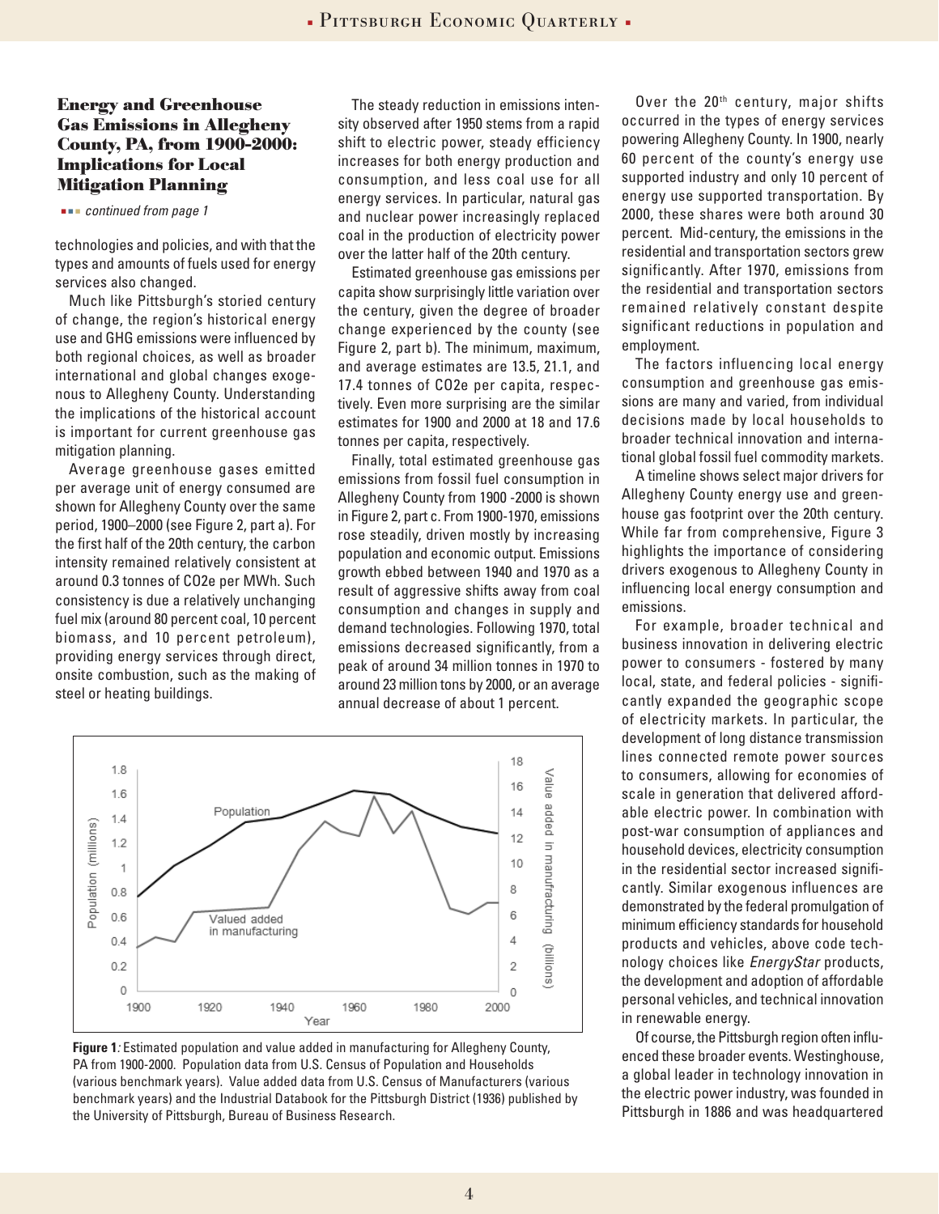## Energy and Greenhouse Gas Emissions in Allegheny County, PA, from 1900-2000: Implications for Local Mitigation Planning

*continued from page 1*

technologies and policies, and with that the types and amounts of fuels used for energy services also changed.

Much like Pittsburgh's storied century of change, the region's historical energy use and GHG emissions were influenced by both regional choices, as well as broader international and global changes exogenous to Allegheny County. Understanding the implications of the historical account is important for current greenhouse gas mitigation planning.

Average greenhouse gases emitted per average unit of energy consumed are shown for Allegheny County over the same period, 1900–2000 (see Figure 2, part a). For the first half of the 20th century, the carbon intensity remained relatively consistent at around 0.3 tonnes of CO2e per MWh. Such consistency is due a relatively unchanging fuel mix (around 80 percent coal, 10 percent biomass, and 10 percent petroleum), providing energy services through direct, onsite combustion, such as the making of steel or heating buildings.

The steady reduction in emissions intensity observed after 1950 stems from a rapid shift to electric power, steady efficiency increases for both energy production and consumption, and less coal use for all energy services. In particular, natural gas and nuclear power increasingly replaced coal in the production of electricity power over the latter half of the 20th century.

Estimated greenhouse gas emissions per capita show surprisingly little variation over the century, given the degree of broader change experienced by the county (see Figure 2, part b). The minimum, maximum, and average estimates are 13.5, 21.1, and 17.4 tonnes of CO2e per capita, respectively. Even more surprising are the similar estimates for 1900 and 2000 at 18 and 17.6 tonnes per capita, respectively.

Finally, total estimated greenhouse gas emissions from fossil fuel consumption in Allegheny County from 1900 -2000 is shown in Figure 2, part c. From 1900-1970, emissions rose steadily, driven mostly by increasing population and economic output. Emissions growth ebbed between 1940 and 1970 as a result of aggressive shifts away from coal consumption and changes in supply and demand technologies. Following 1970, total emissions decreased significantly, from a peak of around 34 million tonnes in 1970 to around 23 million tons by 2000, or an average annual decrease of about 1 percent.

**Figure 1***:* Estimated population and value added in manufacturing for Allegheny County, PA from 1900-2000. Population data from U.S. Census of Population and Households (various benchmark years). Value added data from U.S. Census of Manufacturers (various benchmark years) and the Industrial Databook for the Pittsburgh District (1936) published by the University of Pittsburgh, Bureau of Business Research.

Over the 20th century, major shifts occurred in the types of energy services powering Allegheny County. In 1900, nearly 60 percent of the county's energy use supported industry and only 10 percent of energy use supported transportation. By 2000, these shares were both around 30 percent. Mid-century, the emissions in the residential and transportation sectors grew significantly. After 1970, emissions from the residential and transportation sectors remained relatively constant despite significant reductions in population and employment.

The factors influencing local energy consumption and greenhouse gas emissions are many and varied, from individual decisions made by local households to broader technical innovation and international global fossil fuel commodity markets.

A timeline shows select major drivers for Allegheny County energy use and greenhouse gas footprint over the 20th century. While far from comprehensive, Figure 3 highlights the importance of considering drivers exogenous to Allegheny County in influencing local energy consumption and emissions.

For example, broader technical and business innovation in delivering electric power to consumers - fostered by many local, state, and federal policies - significantly expanded the geographic scope of electricity markets. In particular, the development of long distance transmission lines connected remote power sources to consumers, allowing for economies of scale in generation that delivered affordable electric power. In combination with post-war consumption of appliances and household devices, electricity consumption in the residential sector increased significantly. Similar exogenous influences are demonstrated by the federal promulgation of minimum efficiency standards for household products and vehicles, above code technology choices like *EnergyStar* products, the development and adoption of affordable personal vehicles, and technical innovation in renewable energy.

Of course, the Pittsburgh region often influenced these broader events. Westinghouse, a global leader in technology innovation in the electric power industry, was founded in Pittsburgh in 1886 and was headquartered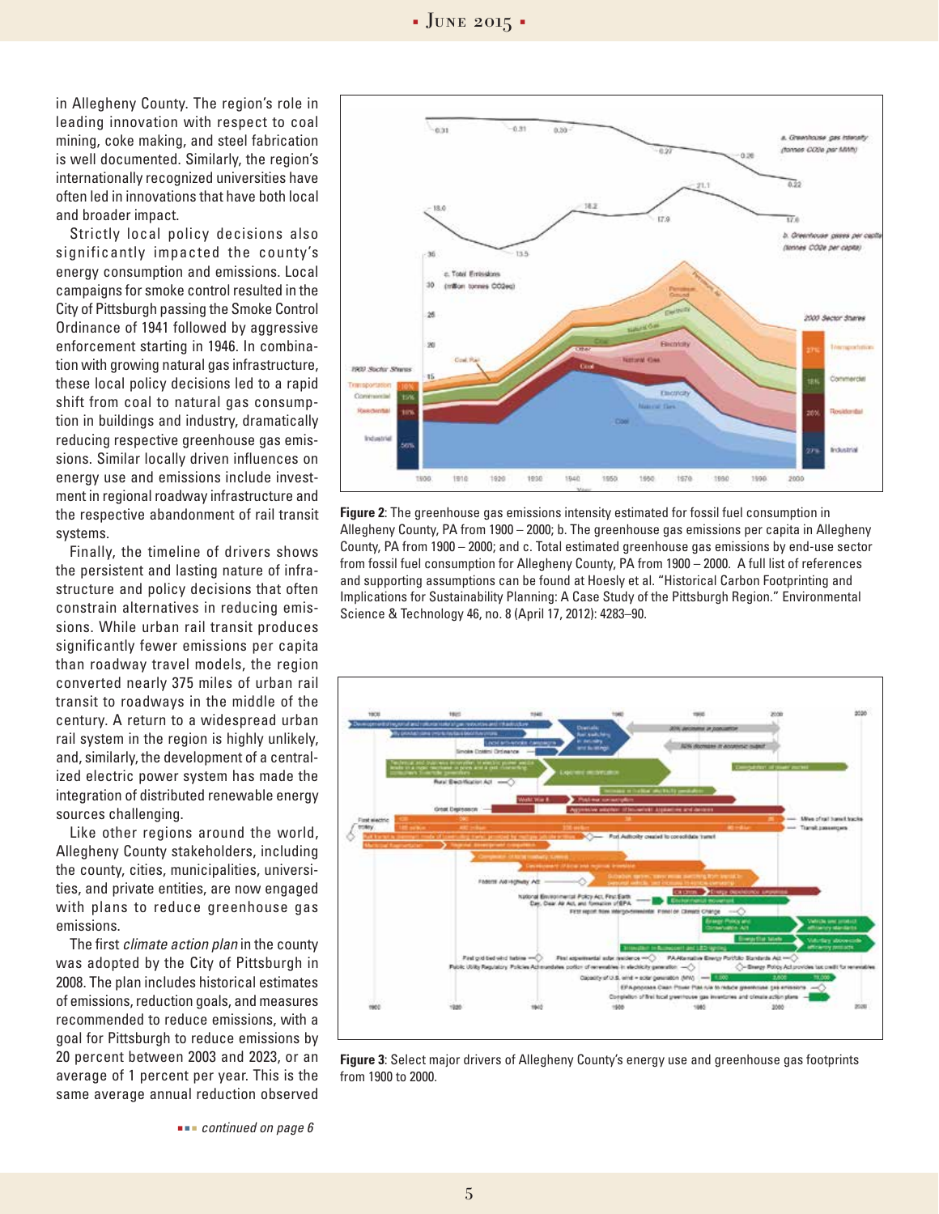in Allegheny County. The region's role in leading innovation with respect to coal mining, coke making, and steel fabrication is well documented. Similarly, the region's internationally recognized universities have often led in innovations that have both local and broader impact.

Strictly local policy decisions also significantly impacted the county's energy consumption and emissions. Local campaigns for smoke control resulted in the City of Pittsburgh passing the Smoke Control Ordinance of 1941 followed by aggressive enforcement starting in 1946. In combination with growing natural gas infrastructure, these local policy decisions led to a rapid shift from coal to natural gas consumption in buildings and industry, dramatically reducing respective greenhouse gas emissions. Similar locally driven influences on energy use and emissions include investment in regional roadway infrastructure and the respective abandonment of rail transit systems.

Finally, the timeline of drivers shows the persistent and lasting nature of infrastructure and policy decisions that often constrain alternatives in reducing emissions. While urban rail transit produces significantly fewer emissions per capita than roadway travel models, the region converted nearly 375 miles of urban rail transit to roadways in the middle of the century. A return to a widespread urban rail system in the region is highly unlikely, and, similarly, the development of a centralized electric power system has made the integration of distributed renewable energy sources challenging.

Like other regions around the world, Allegheny County stakeholders, including the county, cities, municipalities, universities, and private entities, are now engaged with plans to reduce greenhouse gas emissions.

The first *climate action plan* in the county was adopted by the City of Pittsburgh in 2008. The plan includes historical estimates of emissions, reduction goals, and measures recommended to reduce emissions, with a goal for Pittsburgh to reduce emissions by 20 percent between 2003 and 2023, or an average of 1 percent per year. This is the same average annual reduction observed

*continued on page 6*

**Figure 2**: The greenhouse gas emissions intensity estimated for fossil fuel consumption in Allegheny County, PA from 1900 – 2000; b. The greenhouse gas emissions per capita in Allegheny County, PA from 1900 – 2000; and c. Total estimated greenhouse gas emissions by end-use sector from fossil fuel consumption for Allegheny County, PA from 1900 – 2000. A full list of references and supporting assumptions can be found at Hoesly et al. "Historical Carbon Footprinting and Implications for Sustainability Planning: A Case Study of the Pittsburgh Region." Environmental Science & Technology 46, no. 8 (April 17, 2012): 4283–90.

**Figure 3**: Select major drivers of Allegheny County's energy use and greenhouse gas footprints from 1900 to 2000.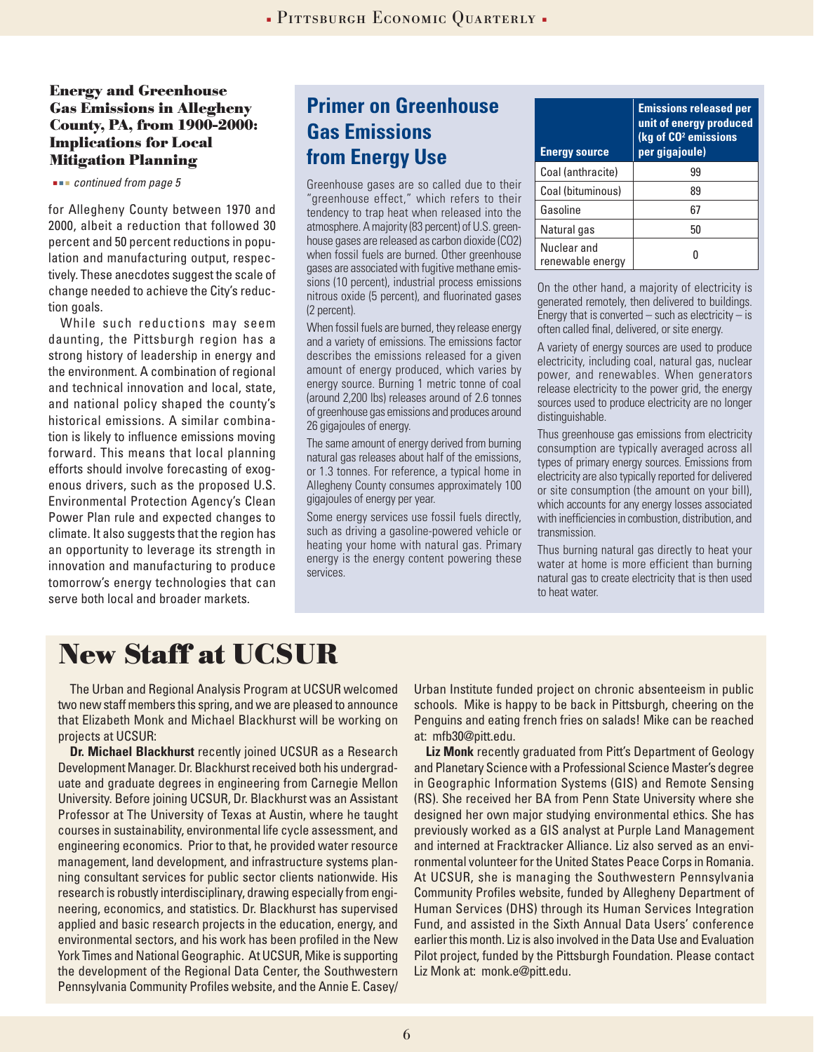### Energy and Greenhouse Gas Emissions in Allegheny County, PA, from 1900-2000: Implications for Local Mitigation Planning

*continued from page 5*

for Allegheny County between 1970 and 2000, albeit a reduction that followed 30 percent and 50 percent reductions in population and manufacturing output, respectively. These anecdotes suggest the scale of change needed to achieve the City's reduction goals.

While such reductions may seem daunting, the Pittsburgh region has a strong history of leadership in energy and the environment. A combination of regional and technical innovation and local, state, and national policy shaped the county's historical emissions. A similar combination is likely to influence emissions moving forward. This means that local planning efforts should involve forecasting of exogenous drivers, such as the proposed U.S. Environmental Protection Agency's Clean Power Plan rule and expected changes to climate. It also suggests that the region has an opportunity to leverage its strength in innovation and manufacturing to produce tomorrow's energy technologies that can serve both local and broader markets.

## Primer on Greenhouse Gas Emissions from Energy Use

Greenhouse gases are so called due to their "greenhouse effect," which refers to their tendency to trap heat when released into the atmosphere. A majority (83 percent) of U.S. greenhouse gases are released as carbon dioxide (CO2) when fossil fuels are burned. Other greenhouse gases are associated with fugitive methane emissions (10 percent), industrial process emissions nitrous oxide (5 percent), and fluorinated gases (2 percent).

When fossil fuels are burned, they release energy and a variety of emissions. The emissions factor describes the emissions released for a given amount of energy produced, which varies by energy source. Burning 1 metric tonne of coal (around 2,200 lbs) releases around of 2.6 tonnes of greenhouse gas emissions and produces around 26 gigajoules of energy.

The same amount of energy derived from burning natural gas releases about half of the emissions, or 1.3 tonnes. For reference, a typical home in Allegheny County consumes approximately 100 gigajoules of energy per year.

Some energy services use fossil fuels directly, such as driving a gasoline-powered vehicle or heating your home with natural gas. Primary energy is the energy content powering these services.

| Energy source | Emissions released per unit of energy produced (kg of $CO^2$ emissions per gigajoule) |
| --- | --- |
| Coal (anthracite) | 99 |
| Coal (bituminous) | 89 |
| Gasoline | 67 |
| Natural gas | 50 |
| Nuclear and renewable energy | 0 |

On the other hand, a majority of electricity is generated remotely, then delivered to buildings. Energy that is converted – such as electricity – is often called final, delivered, or site energy.

A variety of energy sources are used to produce electricity, including coal, natural gas, nuclear power, and renewables. When generators release electricity to the power grid, the energy sources used to produce electricity are no longer distinguishable.

Thus greenhouse gas emissions from electricity consumption are typically averaged across all types of primary energy sources. Emissions from electricity are also typically reported for delivered or site consumption (the amount on your bill), which accounts for any energy losses associated with inefficiencies in combustion, distribution, and transmission.

Thus burning natural gas directly to heat your water at home is more efficient than burning natural gas to create electricity that is then used to heat water.

# New Staff at UCSUR

The Urban and Regional Analysis Program at UCSUR welcomed two new staff members this spring, and we are pleased to announce that Elizabeth Monk and Michael Blackhurst will be working on projects at UCSUR:

**Dr. Michael Blackhurst** recently joined UCSUR as a Research Development Manager. Dr. Blackhurst received both his undergraduate and graduate degrees in engineering from Carnegie Mellon University. Before joining UCSUR, Dr. Blackhurst was an Assistant Professor at The University of Texas at Austin, where he taught courses in sustainability, environmental life cycle assessment, and engineering economics. Prior to that, he provided water resource management, land development, and infrastructure systems planning consultant services for public sector clients nationwide. His research is robustly interdisciplinary, drawing especially from engineering, economics, and statistics. Dr. Blackhurst has supervised applied and basic research projects in the education, energy, and environmental sectors, and his work has been profiled in the New York Times and National Geographic. At UCSUR, Mike is supporting the development of the Regional Data Center, the Southwestern Pennsylvania Community Profiles website, and the Annie E. Casey/Urban Institute funded project on chronic absenteeism in public schools. Mike is happy to be back in Pittsburgh, cheering on the Penguins and eating french fries on salads! Mike can be reached at: mfb30@pitt.edu.

**Liz Monk** recently graduated from Pitt's Department of Geology and Planetary Science with a Professional Science Master's degree in Geographic Information Systems (GIS) and Remote Sensing (RS). She received her BA from Penn State University where she designed her own major studying environmental ethics. She has previously worked as a GIS analyst at Purple Land Management and interned at Fracktracker Alliance. Liz also served as an environmental volunteer for the United States Peace Corps in Romania. At UCSUR, she is managing the Southwestern Pennsylvania Community Profiles website, funded by Allegheny Department of Human Services (DHS) through its Human Services Integration Fund, and assisted in the Sixth Annual Data Users' conference earlier this month. Liz is also involved in the Data Use and Evaluation Pilot project, funded by the Pittsburgh Foundation. Please contact Liz Monk at: monk.e@pitt.edu.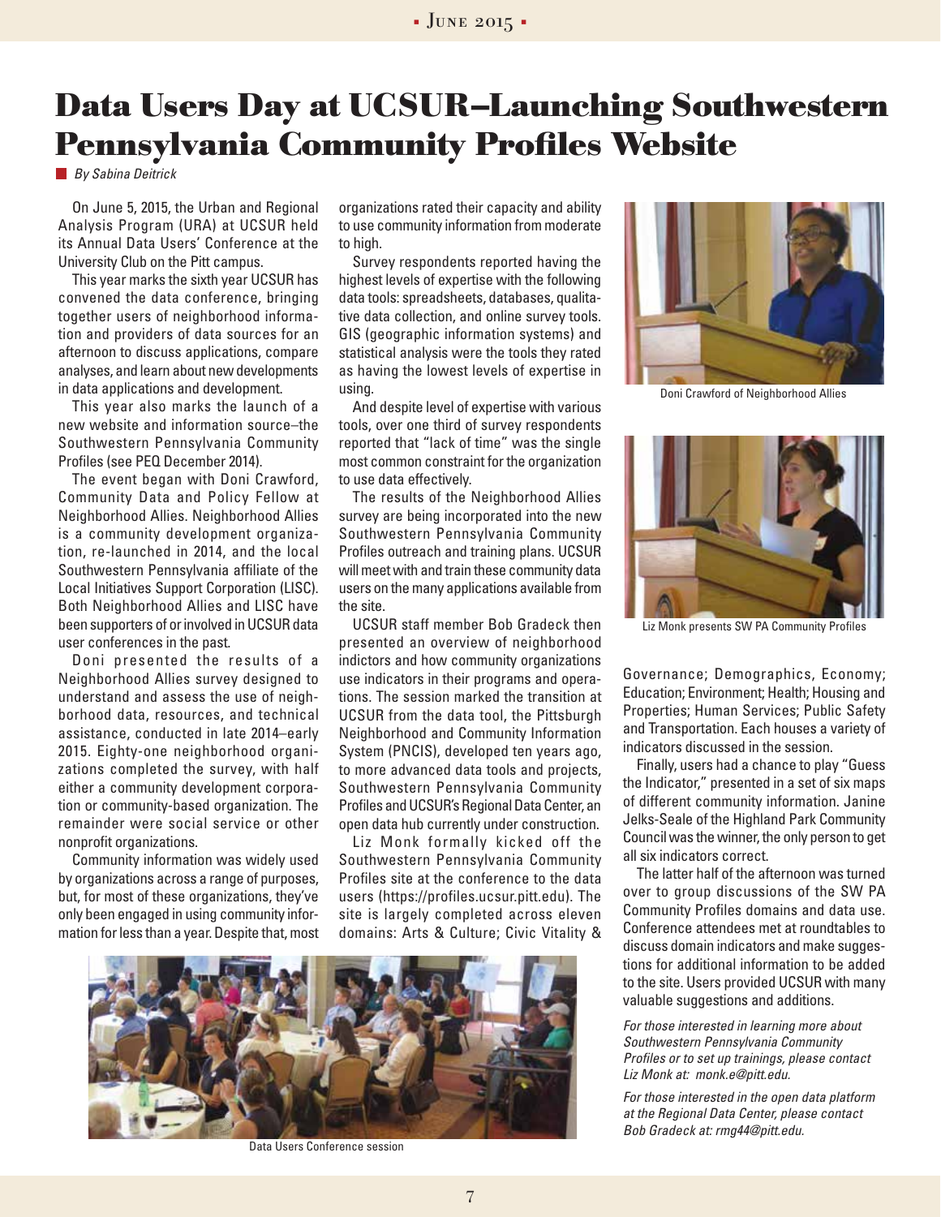# Data Users Day at UCSUR–Launching Southwestern Pennsylvania Community Profiles Website

*By Sabina Deitrick*

On June 5, 2015, the Urban and Regional Analysis Program (URA) at UCSUR held its Annual Data Users' Conference at the University Club on the Pitt campus.

This year marks the sixth year UCSUR has convened the data conference, bringing together users of neighborhood information and providers of data sources for an afternoon to discuss applications, compare analyses, and learn about new developments in data applications and development.

This year also marks the launch of a new website and information source–the Southwestern Pennsylvania Community Profiles (see PEQ December 2014).

The event began with Doni Crawford, Community Data and Policy Fellow at Neighborhood Allies. Neighborhood Allies is a community development organization, re-launched in 2014, and the local Southwestern Pennsylvania affiliate of the Local Initiatives Support Corporation (LISC). Both Neighborhood Allies and LISC have been supporters of or involved in UCSUR data user conferences in the past.

Doni presented the results of a Neighborhood Allies survey designed to understand and assess the use of neighborhood data, resources, and technical assistance, conducted in late 2014–early 2015. Eighty-one neighborhood organizations completed the survey, with half either a community development corporation or community-based organization. The remainder were social service or other nonprofit organizations.

Community information was widely used by organizations across a range of purposes, but, for most of these organizations, they've only been engaged in using community information for less than a year. Despite that, most organizations rated their capacity and ability to use community information from moderate to high.

Survey respondents reported having the highest levels of expertise with the following data tools: spreadsheets, databases, qualitative data collection, and online survey tools. GIS (geographic information systems) and statistical analysis were the tools they rated as having the lowest levels of expertise in using.

And despite level of expertise with various tools, over one third of survey respondents reported that "lack of time" was the single most common constraint for the organization to use data effectively.

The results of the Neighborhood Allies survey are being incorporated into the new Southwestern Pennsylvania Community Profiles outreach and training plans. UCSUR will meet with and train these community data users on the many applications available from the site.

UCSUR staff member Bob Gradeck then presented an overview of neighborhood indictors and how community organizations use indicators in their programs and operations. The session marked the transition at UCSUR from the data tool, the Pittsburgh Neighborhood and Community Information System (PNCIS), developed ten years ago, to more advanced data tools and projects, Southwestern Pennsylvania Community Profiles and UCSUR's Regional Data Center, an open data hub currently under construction.

Liz Monk formally kicked off the Southwestern Pennsylvania Community Profiles site at the conference to the data users (https://profiles.ucsur.pitt.edu). The site is largely completed across eleven domains: Arts & Culture; Civic Vitality & Governance; Demographics, Economy; Education; Environment; Health; Housing and Properties; Human Services; Public Safety and Transportation. Each houses a variety of indicators discussed in the session.

Finally, users had a chance to play "Guess the Indicator," presented in a set of six maps of different community information. Janine Jelks-Seale of the Highland Park Community Council was the winner, the only person to get all six indicators correct.

The latter half of the afternoon was turned over to group discussions of the SW PA Community Profiles domains and data use. Conference attendees met at roundtables to discuss domain indicators and make suggestions for additional information to be added to the site. Users provided UCSUR with many valuable suggestions and additions.

*For those interested in learning more about Southwestern Pennsylvania Community Profiles or to set up trainings, please contact Liz Monk at: monk.e@pitt.edu.*

*For those interested in the open data platform at the Regional Data Center, please contact Bob Gradeck at: rmg44@pitt.edu.*

Doni Crawford of Neighborhood Allies

Liz Monk presents SW PA Community Profiles

Data Users Conference session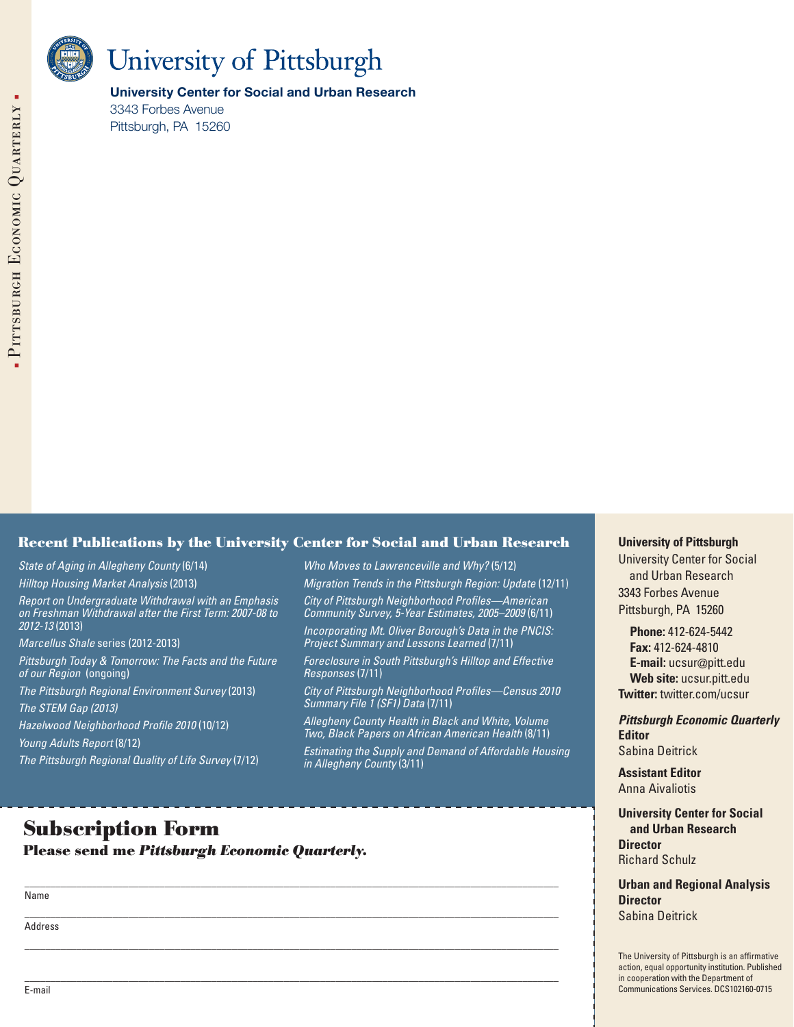University of Pittsburgh

**University Center for Social and Urban Research**
3343 Forbes Avenue
Pittsburgh, PA 15260

## Recent Publications by the University Center for Social and Urban Research

*State of Aging in Allegheny County* (6/14)

*Hilltop Housing Market Analysis* (2013)

*Report on Undergraduate Withdrawal with an Emphasis on Freshman Withdrawal after the First Term: 2007-08 to 2012-13* (2013)

*Marcellus Shale* series (2012-2013)

*Pittsburgh Today & Tomorrow: The Facts and the Future of our Region* (ongoing)

*The Pittsburgh Regional Environment Survey* (2013)

*The STEM Gap (2013)*

*Hazelwood Neighborhood Profile 2010* (10/12)

*Young Adults Report* (8/12)

*The Pittsburgh Regional Quality of Life Survey* (7/12)

*Who Moves to Lawrenceville and Why?* (5/12)

*Migration Trends in the Pittsburgh Region: Update* (12/11)

*City of Pittsburgh Neighborhood Profiles—American Community Survey, 5-Year Estimates, 2005–2009* (6/11)

*Incorporating Mt. Oliver Borough's Data in the PNCIS: Project Summary and Lessons Learned* (7/11)

*Foreclosure in South Pittsburgh's Hilltop and Effective Responses* (7/11)

*City of Pittsburgh Neighborhood Profiles—Census 2010 Summary File 1 (SF1) Data* (7/11)

*Allegheny County Health in Black and White, Volume Two, Black Papers on African American Health* (8/11)

*Estimating the Supply and Demand of Affordable Housing in Allegheny County* (3/11)

## Subscription Form

**Please send me *Pittsburgh Economic Quarterly*.**

______________________________
Name

______________________________
Address

______________________________

______________________________
E-mail

**University of Pittsburgh**
University Center for Social and Urban Research
3343 Forbes Avenue
Pittsburgh, PA 15260

**Phone:** 412-624-5442
**Fax:** 412-624-4810
**E-mail:** ucsur@pitt.edu
**Web site:** ucsur.pitt.edu
**Twitter:** twitter.com/ucsur

***Pittsburgh Economic Quarterly***
**Editor**
Sabina Deitrick

**Assistant Editor**
Anna Aivaliotis

**University Center for Social and Urban Research**
**Director**
Richard Schulz

**Urban and Regional Analysis**
**Director**
Sabina Deitrick

The University of Pittsburgh is an affirmative action, equal opportunity institution. Published in cooperation with the Department of Communications Services. DCS102160-0715